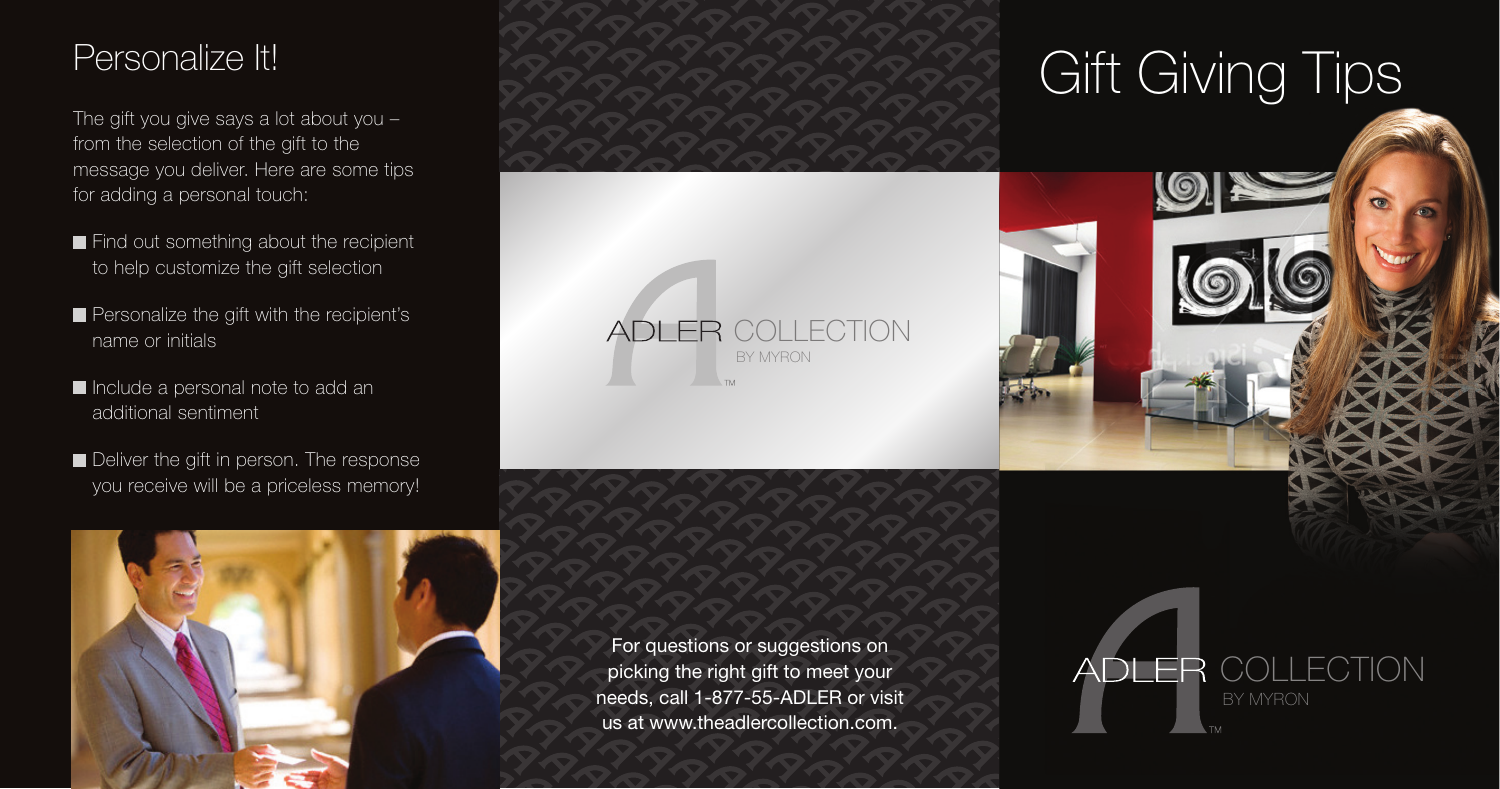## Personalize It!

The gift you give says a lot about you – from the selection of the gift to the message you deliver. Here are some tips for adding a personal touch:

- Find out something about the recipient to help customize the gift selection
- Personalize the gift with the recipient's name or initials
- Include a personal note to add an additional sentiment
- Deliver the gift in person. The response you receive will be a priceless memory!

ADLER COLLECTION BY MYRON™

For questions or suggestions on picking the right gift to meet your needs, call 1-877-55-ADLER or visit us at www.theadlercollection.com.

# Gift Giving Tips

ADLER COLLECTION BY MYRON™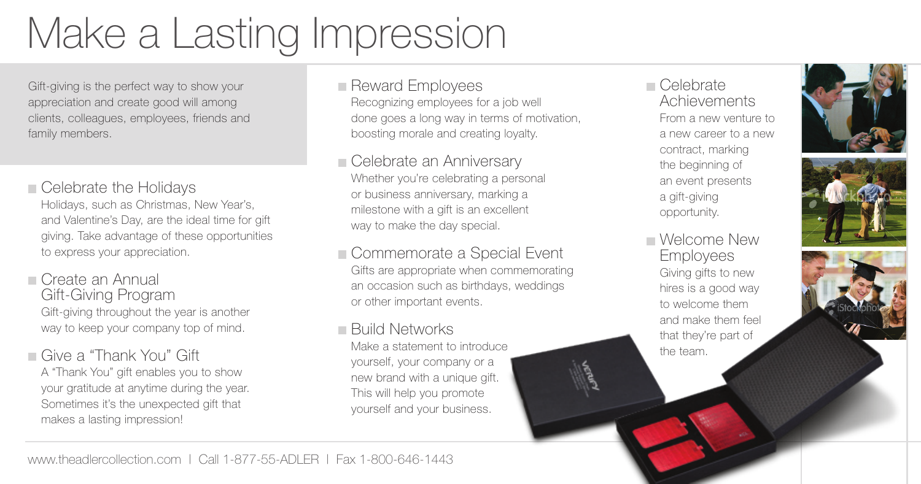# Make a Lasting Impression

Gift-giving is the perfect way to show your appreciation and create good will among clients, colleagues, employees, friends and family members.

## Celebrate the Holidays

Holidays, such as Christmas, New Year's, and Valentine's Day, are the ideal time for gift giving. Take advantage of these opportunities to express your appreciation.

## Create an Annual Gift-Giving Program

Gift-giving throughout the year is another way to keep your company top of mind.

## Give a "Thank You" Gift

A "Thank You" gift enables you to show your gratitude at anytime during the year. Sometimes it's the unexpected gift that makes a lasting impression!

## Reward Employees

Recognizing employees for a job well done goes a long way in terms of motivation, boosting morale and creating loyalty.

## Celebrate an Anniversary

Whether you're celebrating a personal or business anniversary, marking a milestone with a gift is an excellent way to make the day special.

## Commemorate a Special Event

Gifts are appropriate when commemorating an occasion such as birthdays, weddings or other important events.

## Build Networks

Make a statement to introduce yourself, your company or a new brand with a unique gift. This will help you promote yourself and your business.

## Celebrate Achievements

From a new venture to a new career to a new contract, marking the beginning of an event presents a gift-giving opportunity.

## Welcome New Employees

Giving gifts to new hires is a good way to welcome them and make them feel that they're part of the team.

www.theadlercollection.com | Call 1-877-55-ADLER | Fax 1-800-646-1443